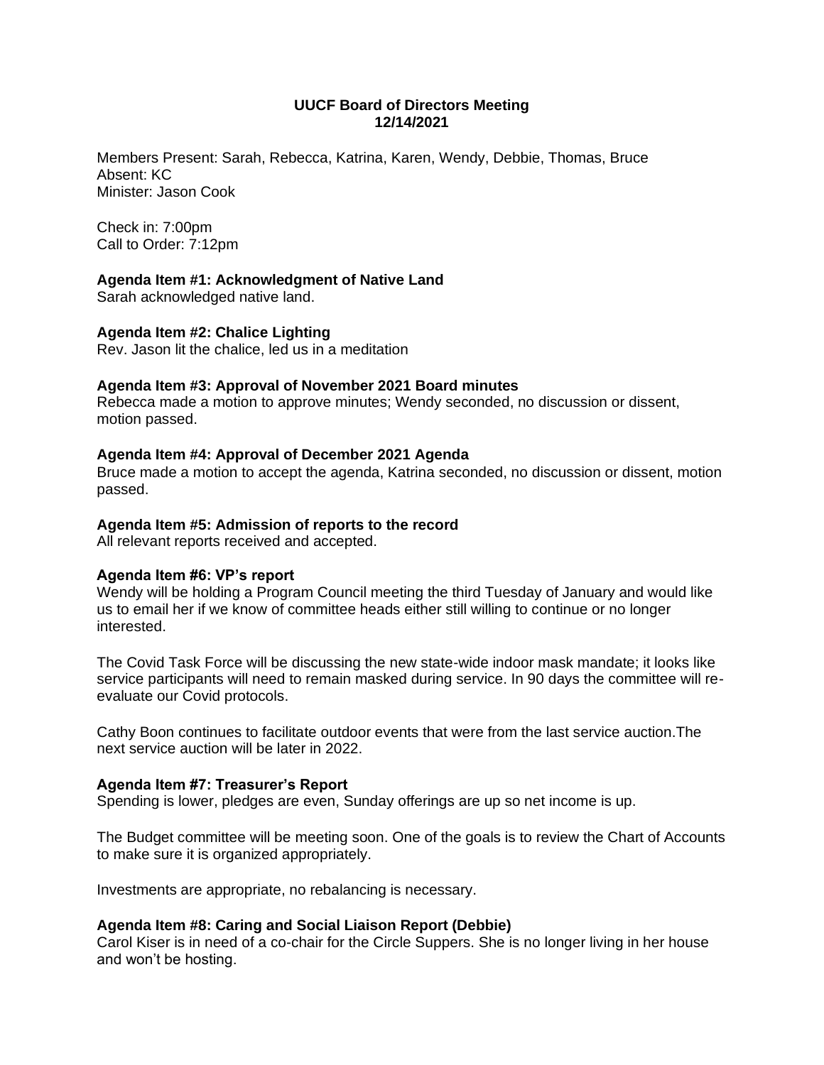# UUCF Board of Directors Meeting
## 12/14/2021

Members Present: Sarah, Rebecca, Katrina, Karen, Wendy, Debbie, Thomas, Bruce
Absent: KC
Minister: Jason Cook

Check in: 7:00pm
Call to Order: 7:12pm

**Agenda Item #1: Acknowledgment of Native Land**
Sarah acknowledged native land.

**Agenda Item #2: Chalice Lighting**
Rev. Jason lit the chalice, led us in a meditation

**Agenda Item #3: Approval of November 2021 Board minutes**
Rebecca made a motion to approve minutes; Wendy seconded, no discussion or dissent, motion passed.

**Agenda Item #4: Approval of December 2021 Agenda**
Bruce made a motion to accept the agenda, Katrina seconded, no discussion or dissent, motion passed.

**Agenda Item #5: Admission of reports to the record**
All relevant reports received and accepted.

**Agenda Item #6: VP's report**
Wendy will be holding a Program Council meeting the third Tuesday of January and would like us to email her if we know of committee heads either still willing to continue or no longer interested.

The Covid Task Force will be discussing the new state-wide indoor mask mandate; it looks like service participants will need to remain masked during service. In 90 days the committee will re-evaluate our Covid protocols.

Cathy Boon continues to facilitate outdoor events that were from the last service auction.The next service auction will be later in 2022.

**Agenda Item #7: Treasurer's Report**
Spending is lower, pledges are even, Sunday offerings are up so net income is up.

The Budget committee will be meeting soon. One of the goals is to review the Chart of Accounts to make sure it is organized appropriately.

Investments are appropriate, no rebalancing is necessary.

**Agenda Item #8: Caring and Social Liaison Report (Debbie)**
Carol Kiser is in need of a co-chair for the Circle Suppers. She is no longer living in her house and won't be hosting.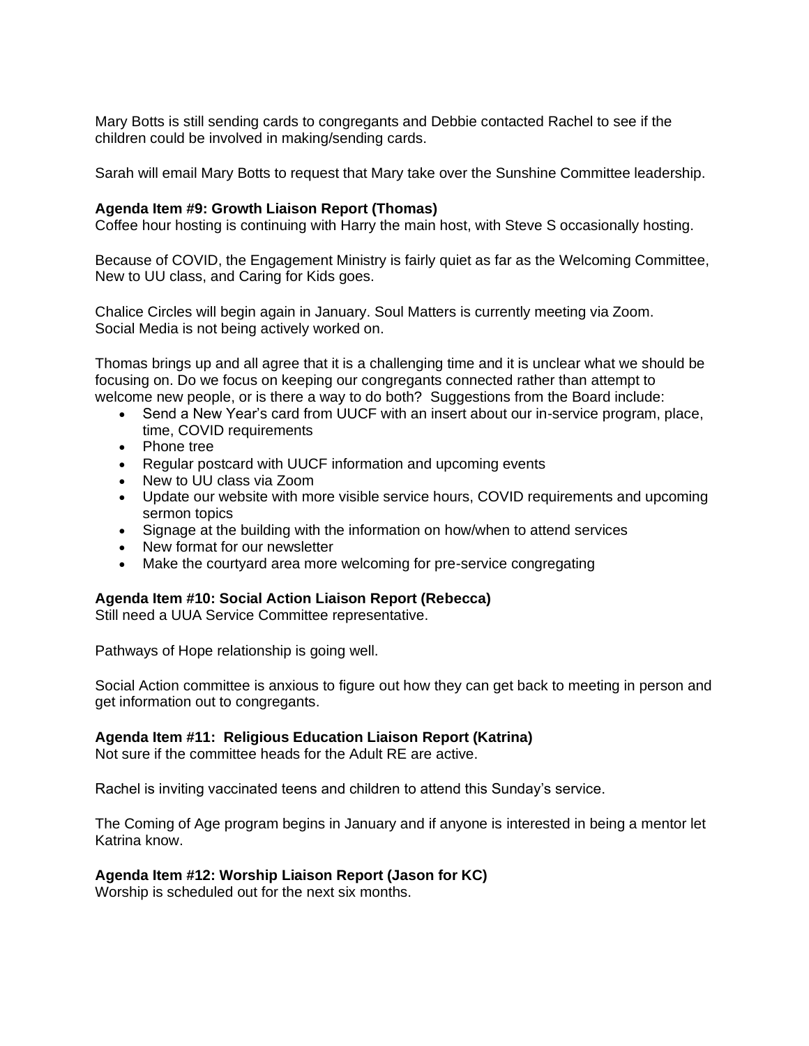Mary Botts is still sending cards to congregants and Debbie contacted Rachel to see if the children could be involved in making/sending cards.

Sarah will email Mary Botts to request that Mary take over the Sunshine Committee leadership.

**Agenda Item #9: Growth Liaison Report (Thomas)**
Coffee hour hosting is continuing with Harry the main host, with Steve S occasionally hosting.

Because of COVID, the Engagement Ministry is fairly quiet as far as the Welcoming Committee, New to UU class, and Caring for Kids goes.

Chalice Circles will begin again in January. Soul Matters is currently meeting via Zoom.
Social Media is not being actively worked on.

Thomas brings up and all agree that it is a challenging time and it is unclear what we should be focusing on. Do we focus on keeping our congregants connected rather than attempt to welcome new people, or is there a way to do both? Suggestions from the Board include:

- Send a New Year's card from UUCF with an insert about our in-service program, place, time, COVID requirements
- Phone tree
- Regular postcard with UUCF information and upcoming events
- New to UU class via Zoom
- Update our website with more visible service hours, COVID requirements and upcoming sermon topics
- Signage at the building with the information on how/when to attend services
- New format for our newsletter
- Make the courtyard area more welcoming for pre-service congregating

**Agenda Item #10: Social Action Liaison Report (Rebecca)**
Still need a UUA Service Committee representative.

Pathways of Hope relationship is going well.

Social Action committee is anxious to figure out how they can get back to meeting in person and get information out to congregants.

**Agenda Item #11: Religious Education Liaison Report (Katrina)**
Not sure if the committee heads for the Adult RE are active.

Rachel is inviting vaccinated teens and children to attend this Sunday's service.

The Coming of Age program begins in January and if anyone is interested in being a mentor let Katrina know.

**Agenda Item #12: Worship Liaison Report (Jason for KC)**
Worship is scheduled out for the next six months.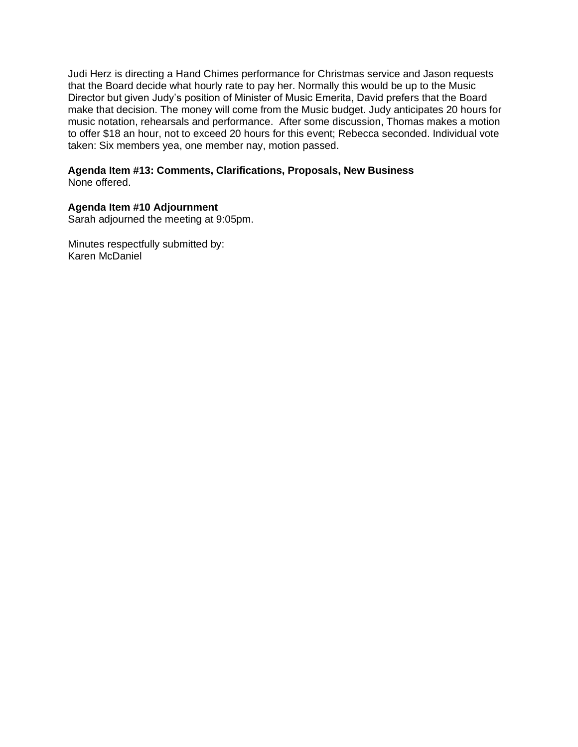Judi Herz is directing a Hand Chimes performance for Christmas service and Jason requests that the Board decide what hourly rate to pay her. Normally this would be up to the Music Director but given Judy's position of Minister of Music Emerita, David prefers that the Board make that decision. The money will come from the Music budget. Judy anticipates 20 hours for music notation, rehearsals and performance. After some discussion, Thomas makes a motion to offer $18 an hour, not to exceed 20 hours for this event; Rebecca seconded. Individual vote taken: Six members yea, one member nay, motion passed.

**Agenda Item #13: Comments, Clarifications, Proposals, New Business**
None offered.

**Agenda Item #10 Adjournment**
Sarah adjourned the meeting at 9:05pm.

Minutes respectfully submitted by:
Karen McDaniel